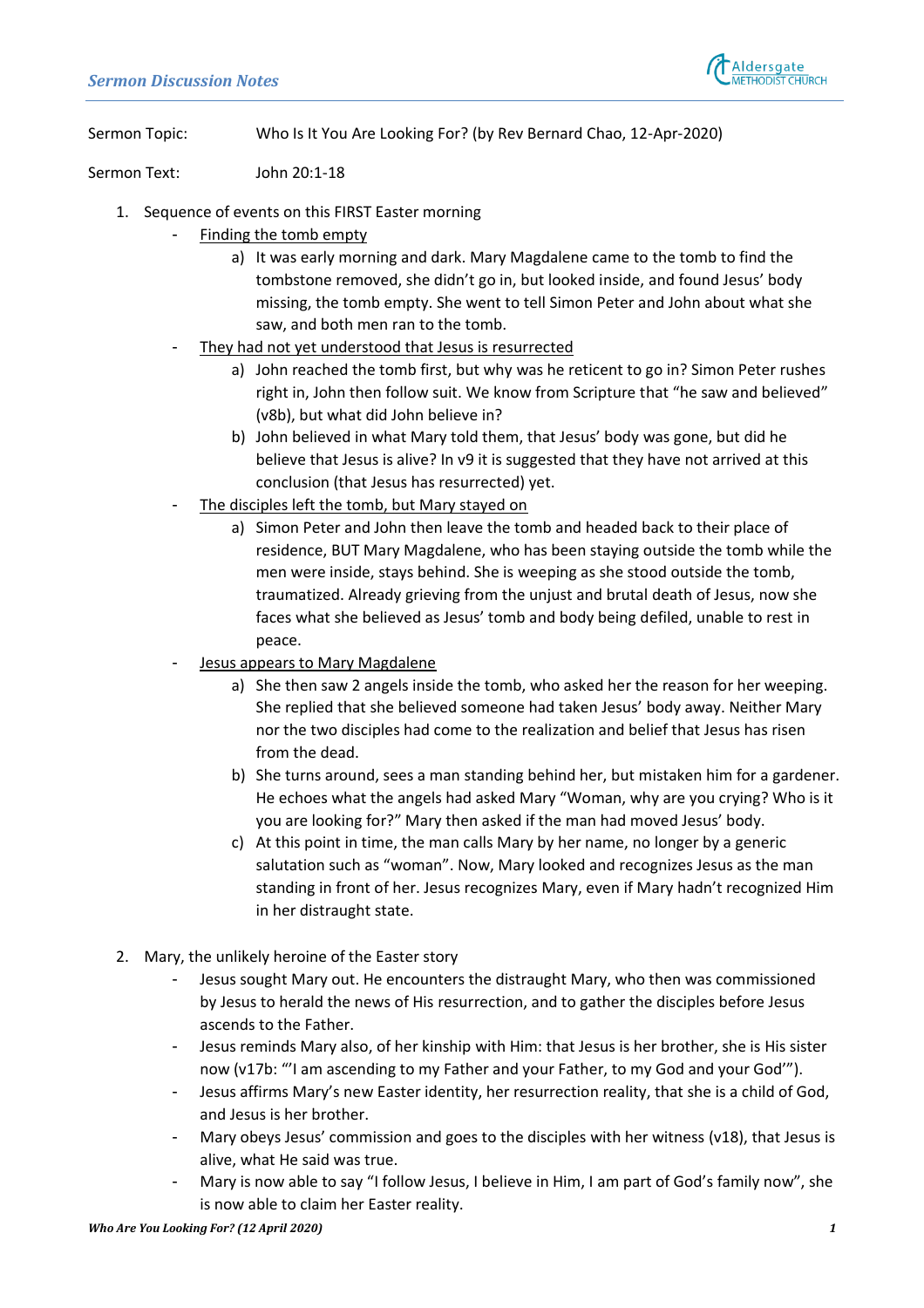Sermon Topic: Who Is It You Are Looking For? (by Rev Bernard Chao, 12-Apr-2020)

Sermon Text: John 20:1-18

1. Sequence of events on this FIRST Easter morning
   - Finding the tomb empty
     a) It was early morning and dark. Mary Magdalene came to the tomb to find the tombstone removed, she didn't go in, but looked inside, and found Jesus' body missing, the tomb empty. She went to tell Simon Peter and John about what she saw, and both men ran to the tomb.
   - They had not yet understood that Jesus is resurrected
     a) John reached the tomb first, but why was he reticent to go in? Simon Peter rushes right in, John then follow suit. We know from Scripture that "he saw and believed" (v8b), but what did John believe in?
     b) John believed in what Mary told them, that Jesus' body was gone, but did he believe that Jesus is alive? In v9 it is suggested that they have not arrived at this conclusion (that Jesus has resurrected) yet.
   - The disciples left the tomb, but Mary stayed on
     a) Simon Peter and John then leave the tomb and headed back to their place of residence, BUT Mary Magdalene, who has been staying outside the tomb while the men were inside, stays behind. She is weeping as she stood outside the tomb, traumatized. Already grieving from the unjust and brutal death of Jesus, now she faces what she believed as Jesus' tomb and body being defiled, unable to rest in peace.
   - Jesus appears to Mary Magdalene
     a) She then saw 2 angels inside the tomb, who asked her the reason for her weeping. She replied that she believed someone had taken Jesus' body away. Neither Mary nor the two disciples had come to the realization and belief that Jesus has risen from the dead.
     b) She turns around, sees a man standing behind her, but mistaken him for a gardener. He echoes what the angels had asked Mary "Woman, why are you crying? Who is it you are looking for?" Mary then asked if the man had moved Jesus' body.
     c) At this point in time, the man calls Mary by her name, no longer by a generic salutation such as "woman". Now, Mary looked and recognizes Jesus as the man standing in front of her. Jesus recognizes Mary, even if Mary hadn't recognized Him in her distraught state.

2. Mary, the unlikely heroine of the Easter story
   - Jesus sought Mary out. He encounters the distraught Mary, who then was commissioned by Jesus to herald the news of His resurrection, and to gather the disciples before Jesus ascends to the Father.
   - Jesus reminds Mary also, of her kinship with Him: that Jesus is her brother, she is His sister now (v17b: "'I am ascending to my Father and your Father, to my God and your God'").
   - Jesus affirms Mary's new Easter identity, her resurrection reality, that she is a child of God, and Jesus is her brother.
   - Mary obeys Jesus' commission and goes to the disciples with her witness (v18), that Jesus is alive, what He said was true.
   - Mary is now able to say "I follow Jesus, I believe in Him, I am part of God's family now", she is now able to claim her Easter reality.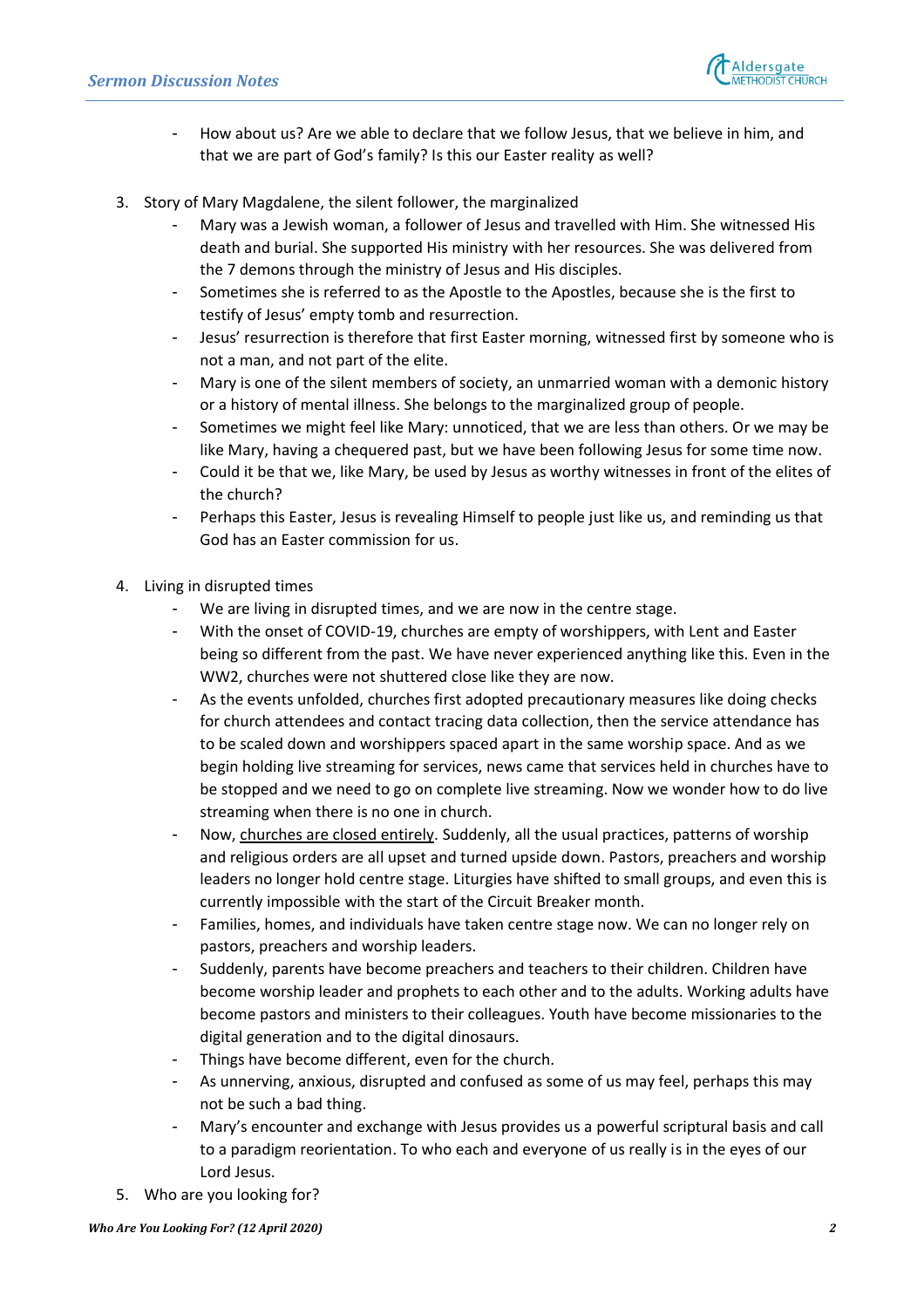- How about us? Are we able to declare that we follow Jesus, that we believe in him, and that we are part of God's family? Is this our Easter reality as well?

3. Story of Mary Magdalene, the silent follower, the marginalized
   - Mary was a Jewish woman, a follower of Jesus and travelled with Him. She witnessed His death and burial. She supported His ministry with her resources. She was delivered from the 7 demons through the ministry of Jesus and His disciples.
   - Sometimes she is referred to as the Apostle to the Apostles, because she is the first to testify of Jesus' empty tomb and resurrection.
   - Jesus' resurrection is therefore that first Easter morning, witnessed first by someone who is not a man, and not part of the elite.
   - Mary is one of the silent members of society, an unmarried woman with a demonic history or a history of mental illness. She belongs to the marginalized group of people.
   - Sometimes we might feel like Mary: unnoticed, that we are less than others. Or we may be like Mary, having a chequered past, but we have been following Jesus for some time now.
   - Could it be that we, like Mary, be used by Jesus as worthy witnesses in front of the elites of the church?
   - Perhaps this Easter, Jesus is revealing Himself to people just like us, and reminding us that God has an Easter commission for us.

4. Living in disrupted times
   - We are living in disrupted times, and we are now in the centre stage.
   - With the onset of COVID-19, churches are empty of worshippers, with Lent and Easter being so different from the past. We have never experienced anything like this. Even in the WW2, churches were not shuttered close like they are now.
   - As the events unfolded, churches first adopted precautionary measures like doing checks for church attendees and contact tracing data collection, then the service attendance has to be scaled down and worshippers spaced apart in the same worship space. And as we begin holding live streaming for services, news came that services held in churches have to be stopped and we need to go on complete live streaming. Now we wonder how to do live streaming when there is no one in church.
   - Now, <u>churches are closed entirely</u>. Suddenly, all the usual practices, patterns of worship and religious orders are all upset and turned upside down. Pastors, preachers and worship leaders no longer hold centre stage. Liturgies have shifted to small groups, and even this is currently impossible with the start of the Circuit Breaker month.
   - Families, homes, and individuals have taken centre stage now. We can no longer rely on pastors, preachers and worship leaders.
   - Suddenly, parents have become preachers and teachers to their children. Children have become worship leader and prophets to each other and to the adults. Working adults have become pastors and ministers to their colleagues. Youth have become missionaries to the digital generation and to the digital dinosaurs.
   - Things have become different, even for the church.
   - As unnerving, anxious, disrupted and confused as some of us may feel, perhaps this may not be such a bad thing.
   - Mary's encounter and exchange with Jesus provides us a powerful scriptural basis and call to a paradigm reorientation. To who each and everyone of us really is in the eyes of our Lord Jesus.

5. Who are you looking for?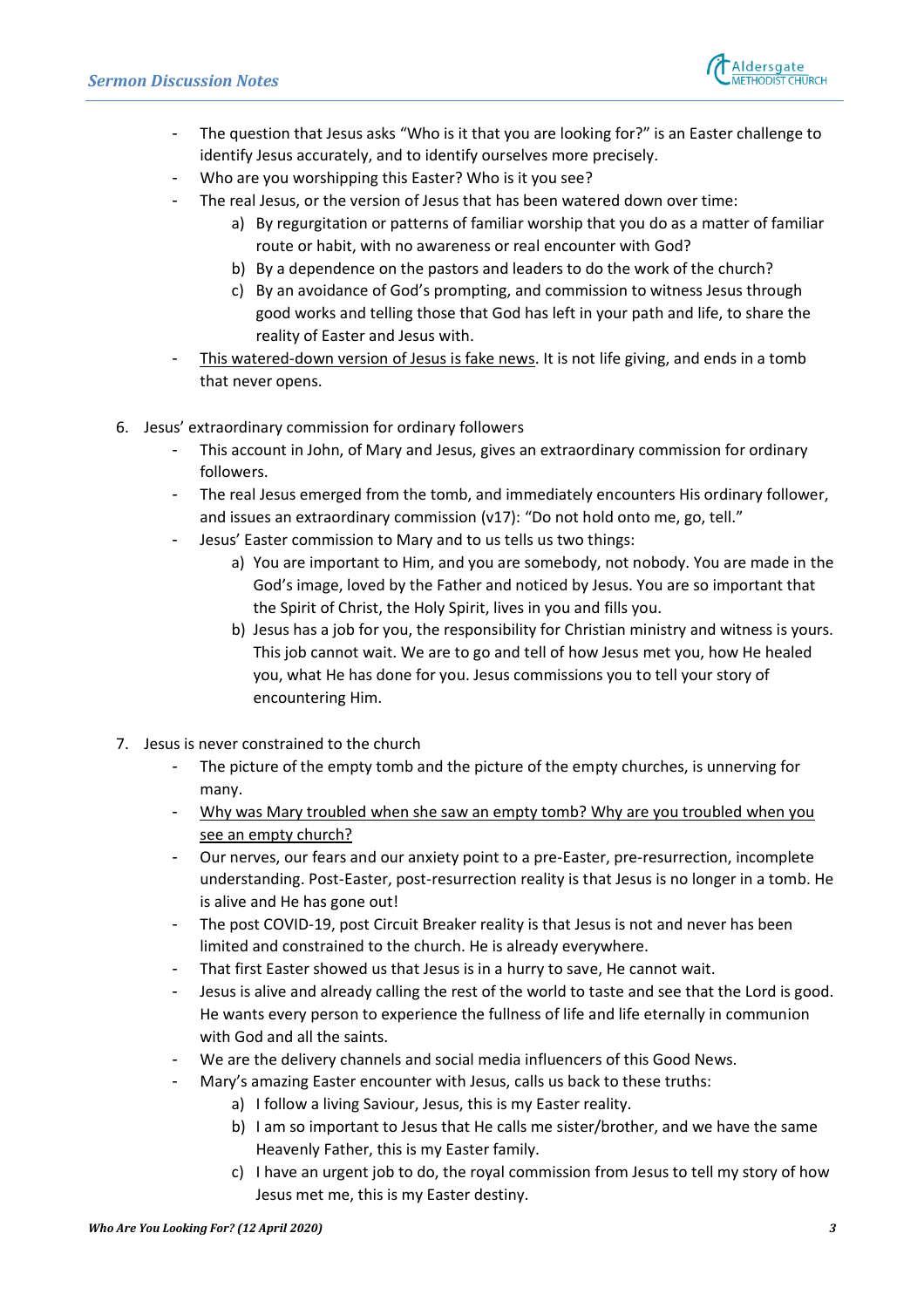- The question that Jesus asks "Who is it that you are looking for?" is an Easter challenge to identify Jesus accurately, and to identify ourselves more precisely.
- Who are you worshipping this Easter? Who is it you see?
- The real Jesus, or the version of Jesus that has been watered down over time:
    a) By regurgitation or patterns of familiar worship that you do as a matter of familiar route or habit, with no awareness or real encounter with God?
    b) By a dependence on the pastors and leaders to do the work of the church?
    c) By an avoidance of God's prompting, and commission to witness Jesus through good works and telling those that God has left in your path and life, to share the reality of Easter and Jesus with.
- <u>This watered-down version of Jesus is fake news</u>. It is not life giving, and ends in a tomb that never opens.

6. Jesus' extraordinary commission for ordinary followers
    - This account in John, of Mary and Jesus, gives an extraordinary commission for ordinary followers.
    - The real Jesus emerged from the tomb, and immediately encounters His ordinary follower, and issues an extraordinary commission (v17): "Do not hold onto me, go, tell."
    - Jesus' Easter commission to Mary and to us tells us two things:
        a) You are important to Him, and you are somebody, not nobody. You are made in the God's image, loved by the Father and noticed by Jesus. You are so important that the Spirit of Christ, the Holy Spirit, lives in you and fills you.
        b) Jesus has a job for you, the responsibility for Christian ministry and witness is yours. This job cannot wait. We are to go and tell of how Jesus met you, how He healed you, what He has done for you. Jesus commissions you to tell your story of encountering Him.

7. Jesus is never constrained to the church
    - The picture of the empty tomb and the picture of the empty churches, is unnerving for many.
    - <u>Why was Mary troubled when she saw an empty tomb? Why are you troubled when you see an empty church?</u>
    - Our nerves, our fears and our anxiety point to a pre-Easter, pre-resurrection, incomplete understanding. Post-Easter, post-resurrection reality is that Jesus is no longer in a tomb. He is alive and He has gone out!
    - The post COVID-19, post Circuit Breaker reality is that Jesus is not and never has been limited and constrained to the church. He is already everywhere.
    - That first Easter showed us that Jesus is in a hurry to save, He cannot wait.
    - Jesus is alive and already calling the rest of the world to taste and see that the Lord is good. He wants every person to experience the fullness of life and life eternally in communion with God and all the saints.
    - We are the delivery channels and social media influencers of this Good News.
    - Mary's amazing Easter encounter with Jesus, calls us back to these truths:
        a) I follow a living Saviour, Jesus, this is my Easter reality.
        b) I am so important to Jesus that He calls me sister/brother, and we have the same Heavenly Father, this is my Easter family.
        c) I have an urgent job to do, the royal commission from Jesus to tell my story of how Jesus met me, this is my Easter destiny.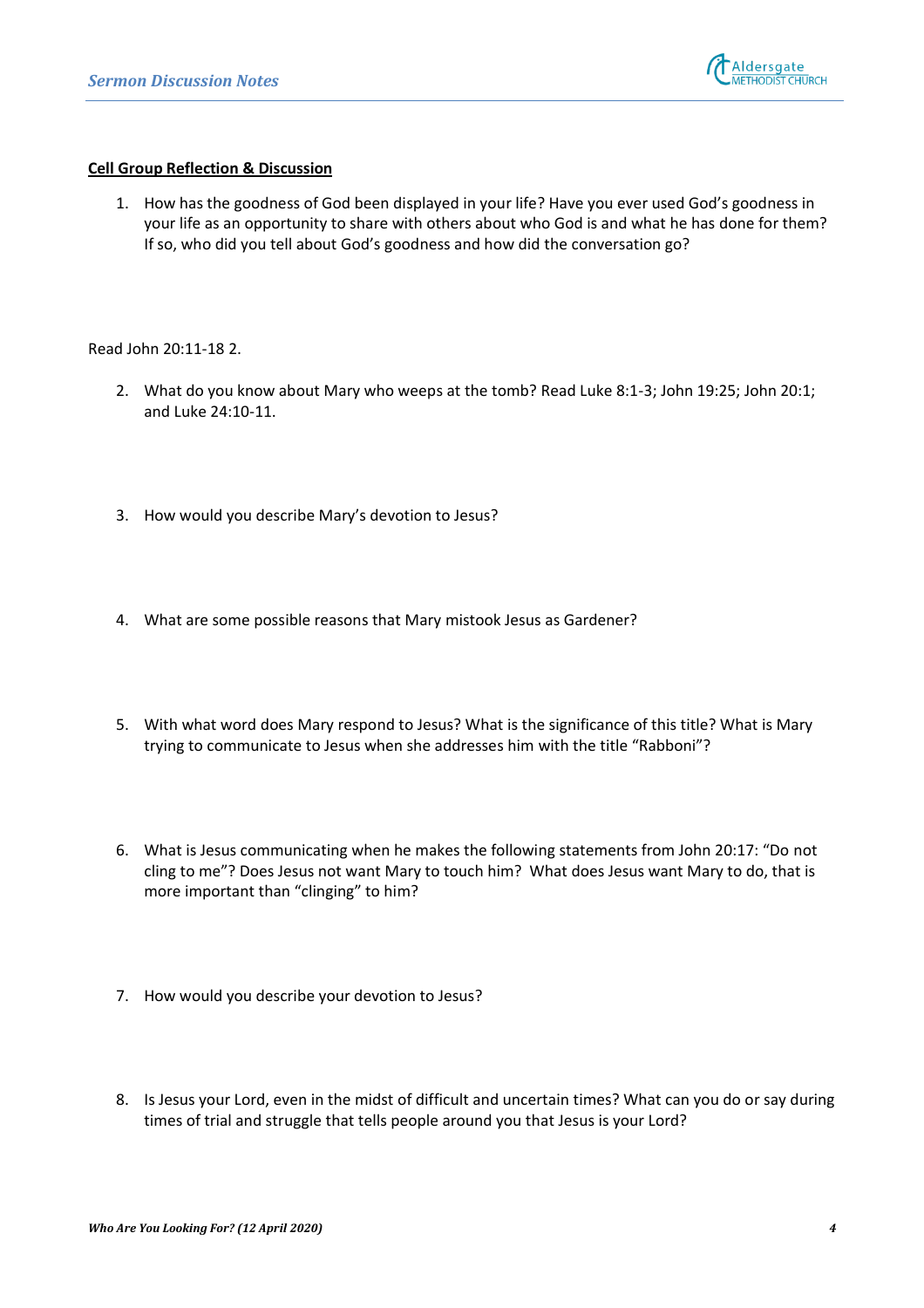**Cell Group Reflection & Discussion**

1. How has the goodness of God been displayed in your life? Have you ever used God's goodness in your life as an opportunity to share with others about who God is and what he has done for them? If so, who did you tell about God's goodness and how did the conversation go?

Read John 20:11-18 2.

2. What do you know about Mary who weeps at the tomb? Read Luke 8:1-3; John 19:25; John 20:1; and Luke 24:10-11.

3. How would you describe Mary's devotion to Jesus?

4. What are some possible reasons that Mary mistook Jesus as Gardener?

5. With what word does Mary respond to Jesus? What is the significance of this title? What is Mary trying to communicate to Jesus when she addresses him with the title "Rabboni"?

6. What is Jesus communicating when he makes the following statements from John 20:17: "Do not cling to me"? Does Jesus not want Mary to touch him? What does Jesus want Mary to do, that is more important than "clinging" to him?

7. How would you describe your devotion to Jesus?

8. Is Jesus your Lord, even in the midst of difficult and uncertain times? What can you do or say during times of trial and struggle that tells people around you that Jesus is your Lord?